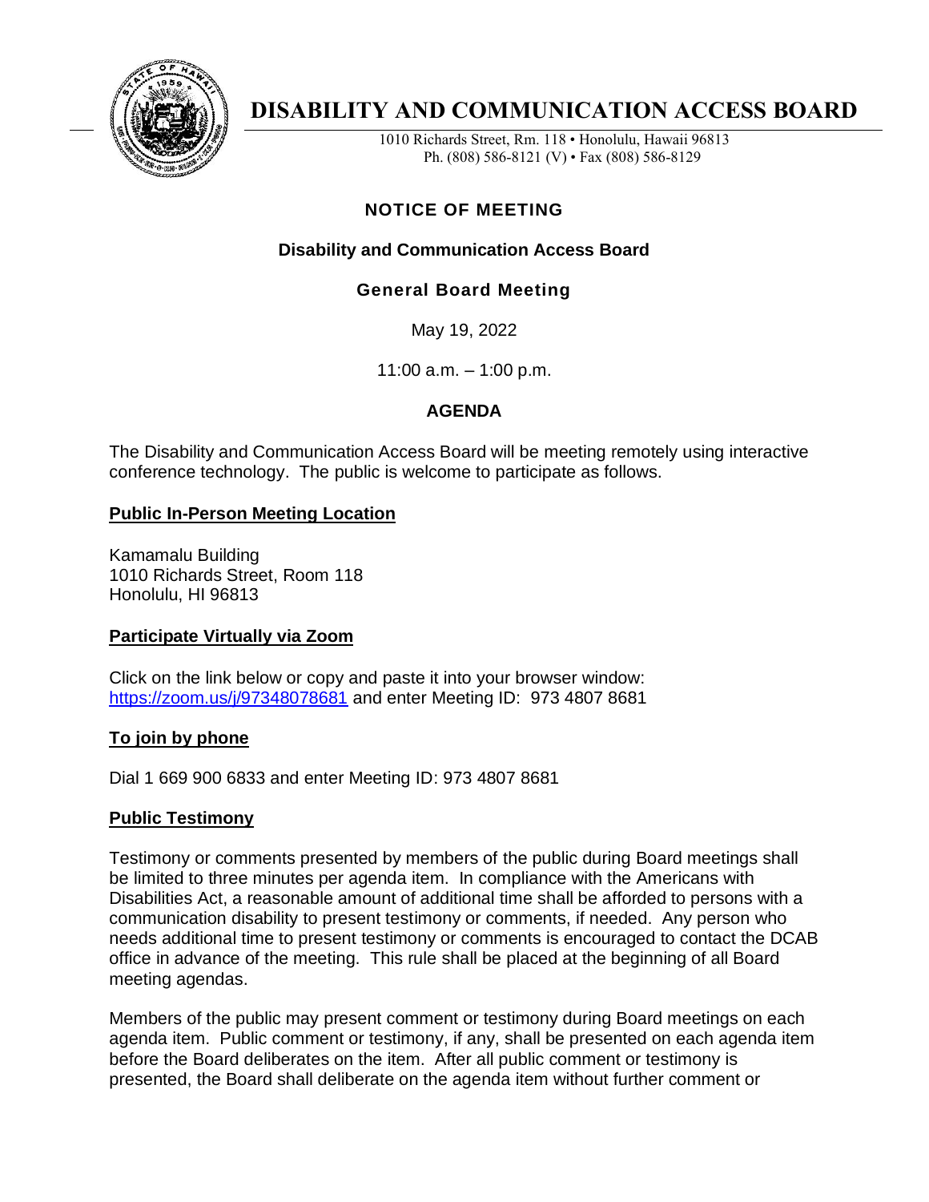# DISABILITY AND COMMUNICATION ACCESS BOARD

1010 Richards Street, Rm. 118 • Honolulu, Hawaii 96813
Ph. (808) 586-8121 (V) • Fax (808) 586-8129

## NOTICE OF MEETING

### Disability and Communication Access Board

### General Board Meeting

May 19, 2022

11:00 a.m. – 1:00 p.m.

### AGENDA

The Disability and Communication Access Board will be meeting remotely using interactive conference technology. The public is welcome to participate as follows.

**Public In-Person Meeting Location**

Kamamalu Building
1010 Richards Street, Room 118
Honolulu, HI 96813

**Participate Virtually via Zoom**

Click on the link below or copy and paste it into your browser window: https://zoom.us/j/97348078681 and enter Meeting ID: 973 4807 8681

**To join by phone**

Dial 1 669 900 6833 and enter Meeting ID: 973 4807 8681

**Public Testimony**

Testimony or comments presented by members of the public during Board meetings shall be limited to three minutes per agenda item. In compliance with the Americans with Disabilities Act, a reasonable amount of additional time shall be afforded to persons with a communication disability to present testimony or comments, if needed. Any person who needs additional time to present testimony or comments is encouraged to contact the DCAB office in advance of the meeting. This rule shall be placed at the beginning of all Board meeting agendas.

Members of the public may present comment or testimony during Board meetings on each agenda item. Public comment or testimony, if any, shall be presented on each agenda item before the Board deliberates on the item. After all public comment or testimony is presented, the Board shall deliberate on the agenda item without further comment or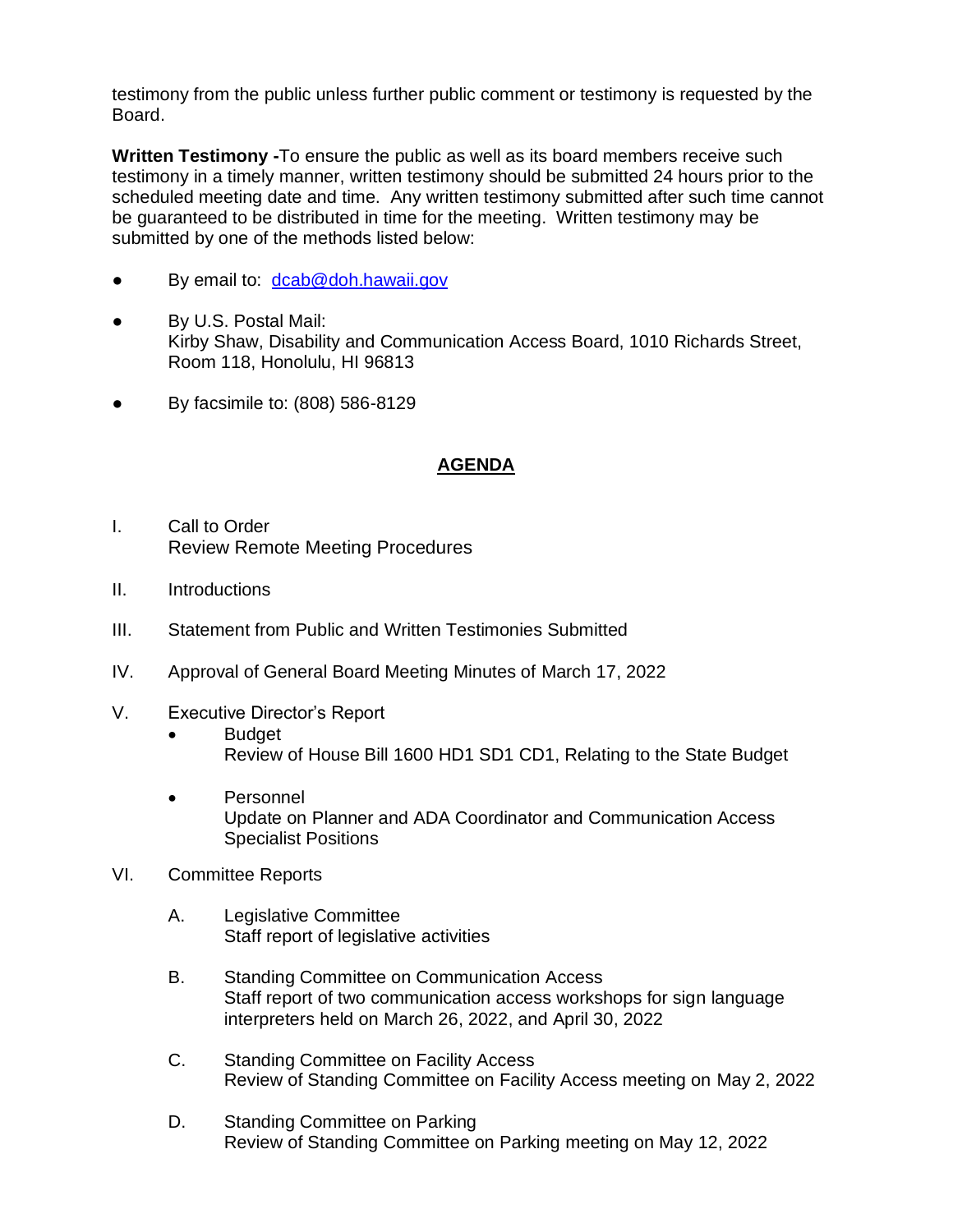testimony from the public unless further public comment or testimony is requested by the Board.

**Written Testimony -**To ensure the public as well as its board members receive such testimony in a timely manner, written testimony should be submitted 24 hours prior to the scheduled meeting date and time. Any written testimony submitted after such time cannot be guaranteed to be distributed in time for the meeting. Written testimony may be submitted by one of the methods listed below:

- By email to: dcab@doh.hawaii.gov
- By U.S. Postal Mail:
  Kirby Shaw, Disability and Communication Access Board, 1010 Richards Street, Room 118, Honolulu, HI 96813
- By facsimile to: (808) 586-8129

## AGENDA

I. Call to Order
   Review Remote Meeting Procedures

II. Introductions

III. Statement from Public and Written Testimonies Submitted

IV. Approval of General Board Meeting Minutes of March 17, 2022

V. Executive Director's Report
   - Budget
     Review of House Bill 1600 HD1 SD1 CD1, Relating to the State Budget
   - Personnel
     Update on Planner and ADA Coordinator and Communication Access Specialist Positions

VI. Committee Reports

   A. Legislative Committee
      Staff report of legislative activities

   B. Standing Committee on Communication Access
      Staff report of two communication access workshops for sign language interpreters held on March 26, 2022, and April 30, 2022

   C. Standing Committee on Facility Access
      Review of Standing Committee on Facility Access meeting on May 2, 2022

   D. Standing Committee on Parking
      Review of Standing Committee on Parking meeting on May 12, 2022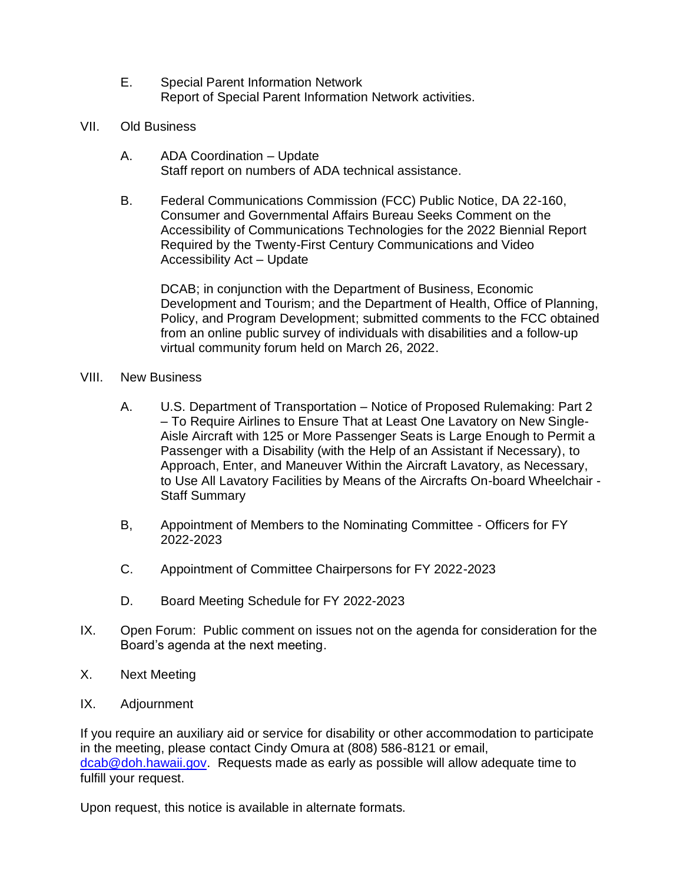E. Special Parent Information Network
Report of Special Parent Information Network activities.

VII. Old Business

A. ADA Coordination – Update
Staff report on numbers of ADA technical assistance.

B. Federal Communications Commission (FCC) Public Notice, DA 22-160, Consumer and Governmental Affairs Bureau Seeks Comment on the Accessibility of Communications Technologies for the 2022 Biennial Report Required by the Twenty-First Century Communications and Video Accessibility Act – Update

DCAB; in conjunction with the Department of Business, Economic Development and Tourism; and the Department of Health, Office of Planning, Policy, and Program Development; submitted comments to the FCC obtained from an online public survey of individuals with disabilities and a follow-up virtual community forum held on March 26, 2022.

VIII. New Business

A. U.S. Department of Transportation – Notice of Proposed Rulemaking: Part 2 – To Require Airlines to Ensure That at Least One Lavatory on New Single-Aisle Aircraft with 125 or More Passenger Seats is Large Enough to Permit a Passenger with a Disability (with the Help of an Assistant if Necessary), to Approach, Enter, and Maneuver Within the Aircraft Lavatory, as Necessary, to Use All Lavatory Facilities by Means of the Aircrafts On-board Wheelchair - Staff Summary

B, Appointment of Members to the Nominating Committee - Officers for FY 2022-2023

C. Appointment of Committee Chairpersons for FY 2022-2023

D. Board Meeting Schedule for FY 2022-2023

IX. Open Forum: Public comment on issues not on the agenda for consideration for the Board's agenda at the next meeting.

X. Next Meeting

IX. Adjournment

If you require an auxiliary aid or service for disability or other accommodation to participate in the meeting, please contact Cindy Omura at (808) 586-8121 or email, dcab@doh.hawaii.gov. Requests made as early as possible will allow adequate time to fulfill your request.

Upon request, this notice is available in alternate formats.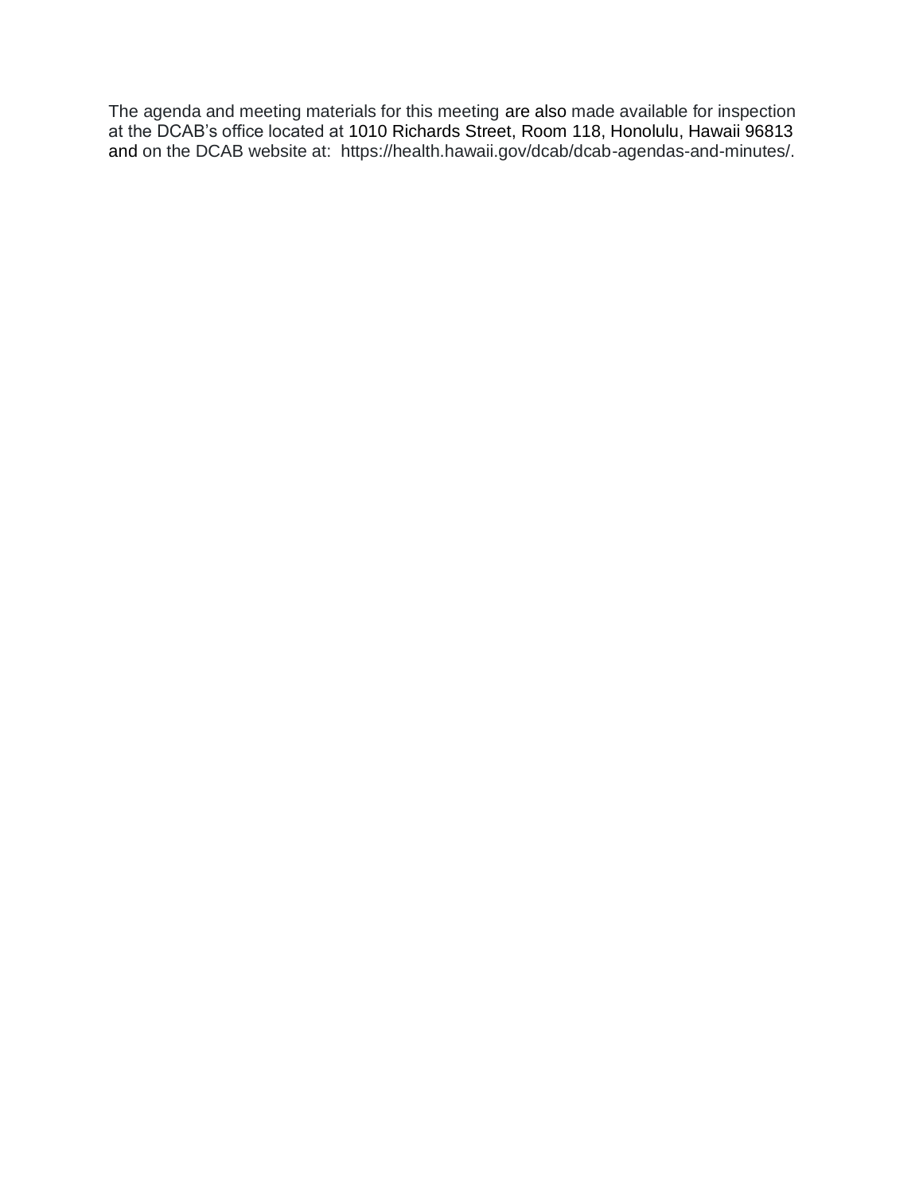The agenda and meeting materials for this meeting are also made available for inspection at the DCAB's office located at 1010 Richards Street, Room 118, Honolulu, Hawaii 96813 and on the DCAB website at: https://health.hawaii.gov/dcab/dcab-agendas-and-minutes/.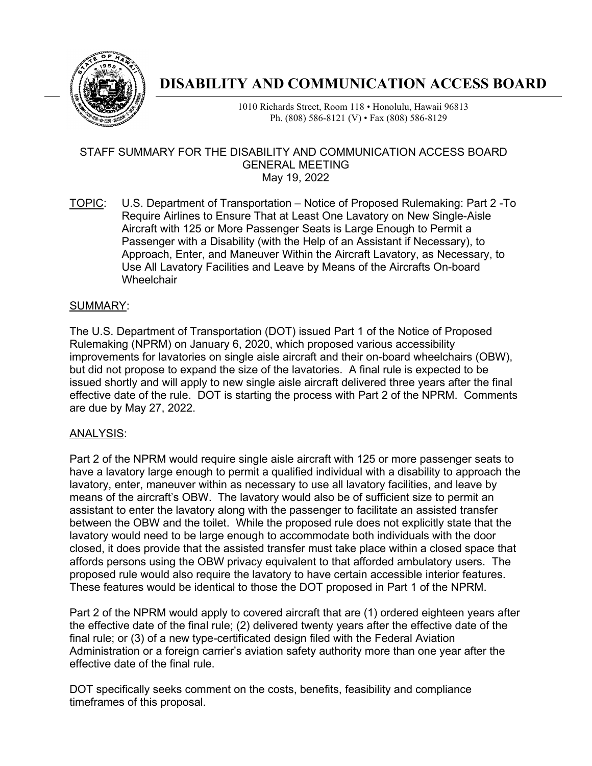# DISABILITY AND COMMUNICATION ACCESS BOARD

1010 Richards Street, Room 118 • Honolulu, Hawaii 96813
Ph. (808) 586-8121 (V) • Fax (808) 586-8129

STAFF SUMMARY FOR THE DISABILITY AND COMMUNICATION ACCESS BOARD
GENERAL MEETING
May 19, 2022

TOPIC: U.S. Department of Transportation – Notice of Proposed Rulemaking: Part 2 -To Require Airlines to Ensure That at Least One Lavatory on New Single-Aisle Aircraft with 125 or More Passenger Seats is Large Enough to Permit a Passenger with a Disability (with the Help of an Assistant if Necessary), to Approach, Enter, and Maneuver Within the Aircraft Lavatory, as Necessary, to Use All Lavatory Facilities and Leave by Means of the Aircrafts On-board Wheelchair

SUMMARY:

The U.S. Department of Transportation (DOT) issued Part 1 of the Notice of Proposed Rulemaking (NPRM) on January 6, 2020, which proposed various accessibility improvements for lavatories on single aisle aircraft and their on-board wheelchairs (OBW), but did not propose to expand the size of the lavatories. A final rule is expected to be issued shortly and will apply to new single aisle aircraft delivered three years after the final effective date of the rule. DOT is starting the process with Part 2 of the NPRM. Comments are due by May 27, 2022.

ANALYSIS:

Part 2 of the NPRM would require single aisle aircraft with 125 or more passenger seats to have a lavatory large enough to permit a qualified individual with a disability to approach the lavatory, enter, maneuver within as necessary to use all lavatory facilities, and leave by means of the aircraft's OBW. The lavatory would also be of sufficient size to permit an assistant to enter the lavatory along with the passenger to facilitate an assisted transfer between the OBW and the toilet. While the proposed rule does not explicitly state that the lavatory would need to be large enough to accommodate both individuals with the door closed, it does provide that the assisted transfer must take place within a closed space that affords persons using the OBW privacy equivalent to that afforded ambulatory users. The proposed rule would also require the lavatory to have certain accessible interior features. These features would be identical to those the DOT proposed in Part 1 of the NPRM.

Part 2 of the NPRM would apply to covered aircraft that are (1) ordered eighteen years after the effective date of the final rule; (2) delivered twenty years after the effective date of the final rule; or (3) of a new type-certificated design filed with the Federal Aviation Administration or a foreign carrier's aviation safety authority more than one year after the effective date of the final rule.

DOT specifically seeks comment on the costs, benefits, feasibility and compliance timeframes of this proposal.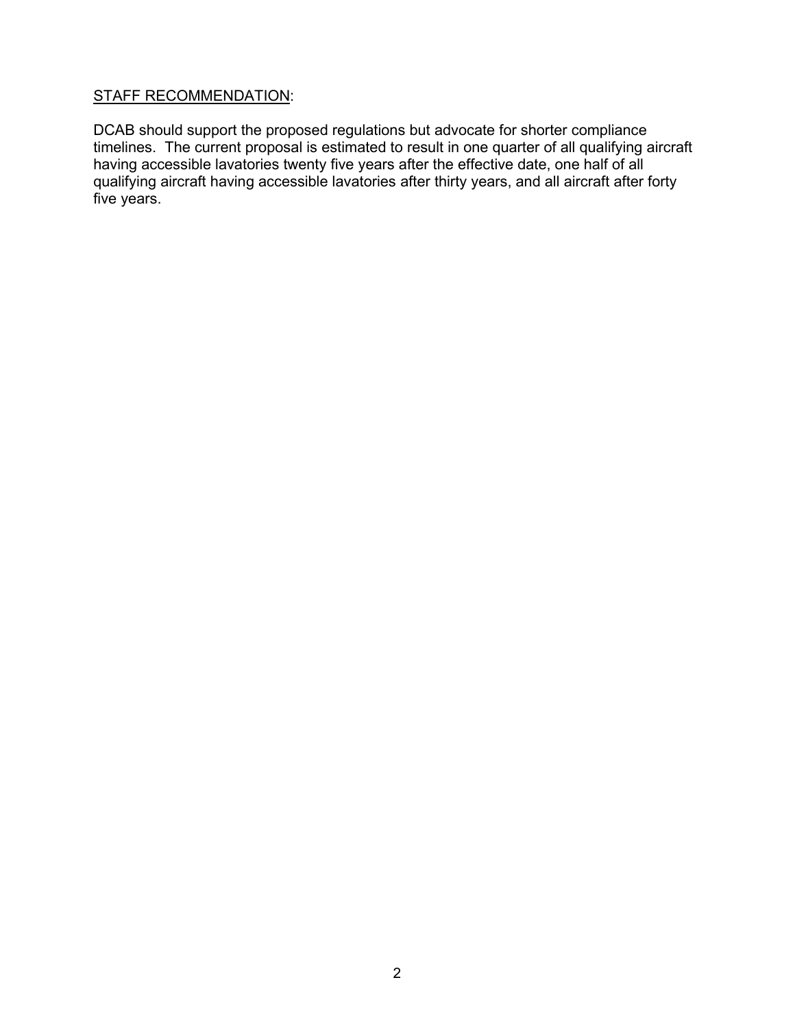<u>STAFF RECOMMENDATION</u>:

DCAB should support the proposed regulations but advocate for shorter compliance timelines. The current proposal is estimated to result in one quarter of all qualifying aircraft having accessible lavatories twenty five years after the effective date, one half of all qualifying aircraft having accessible lavatories after thirty years, and all aircraft after forty five years.